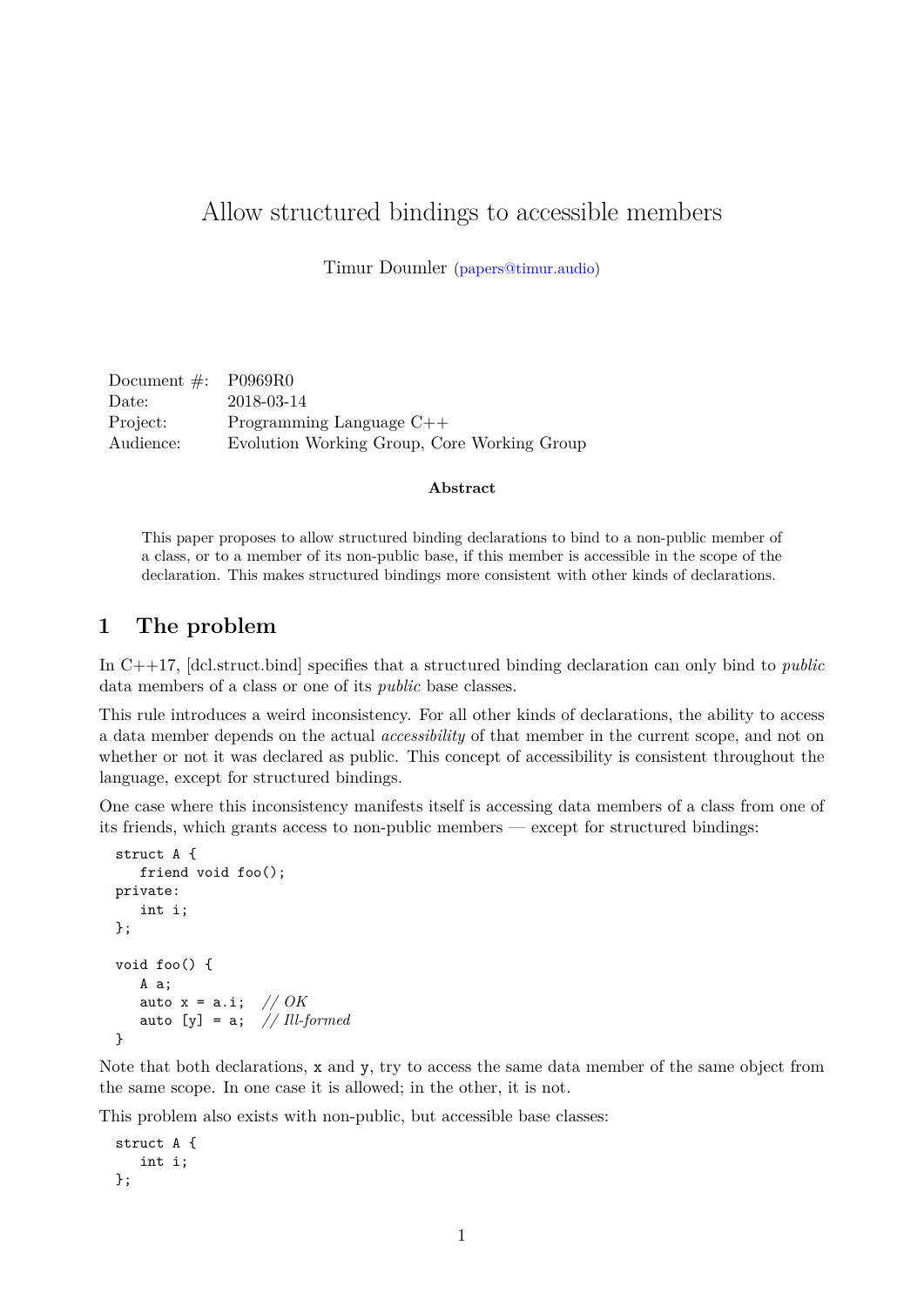# Allow structured bindings to accessible members

Timur Doumler (papers@timur.audio)

| | |
|---|---|
| Document #: | P0969R0 |
| Date: | 2018-03-14 |
| Project: | Programming Language C++ |
| Audience: | Evolution Working Group, Core Working Group |

**Abstract**

This paper proposes to allow structured binding declarations to bind to a non-public member of a class, or to a member of its non-public base, if this member is accessible in the scope of the declaration. This makes structured bindings more consistent with other kinds of declarations.

## 1 The problem

In C++17, [dcl.struct.bind] specifies that a structured binding declaration can only bind to *public* data members of a class or one of its *public* base classes.

This rule introduces a weird inconsistency. For all other kinds of declarations, the ability to access a data member depends on the actual *accessibility* of that member in the current scope, and not on whether or not it was declared as public. This concept of accessibility is consistent throughout the language, except for structured bindings.

One case where this inconsistency manifests itself is accessing data members of a class from one of its friends, which grants access to non-public members — except for structured bindings:

```
struct A {
   friend void foo();
private:
   int i;
};

void foo() {
   A a;
   auto x = a.i;  // OK
   auto [y] = a;  // Ill-formed
}
```

Note that both declarations, `x` and `y`, try to access the same data member of the same object from the same scope. In one case it is allowed; in the other, it is not.

This problem also exists with non-public, but accessible base classes:

```
struct A {
   int i;
};
```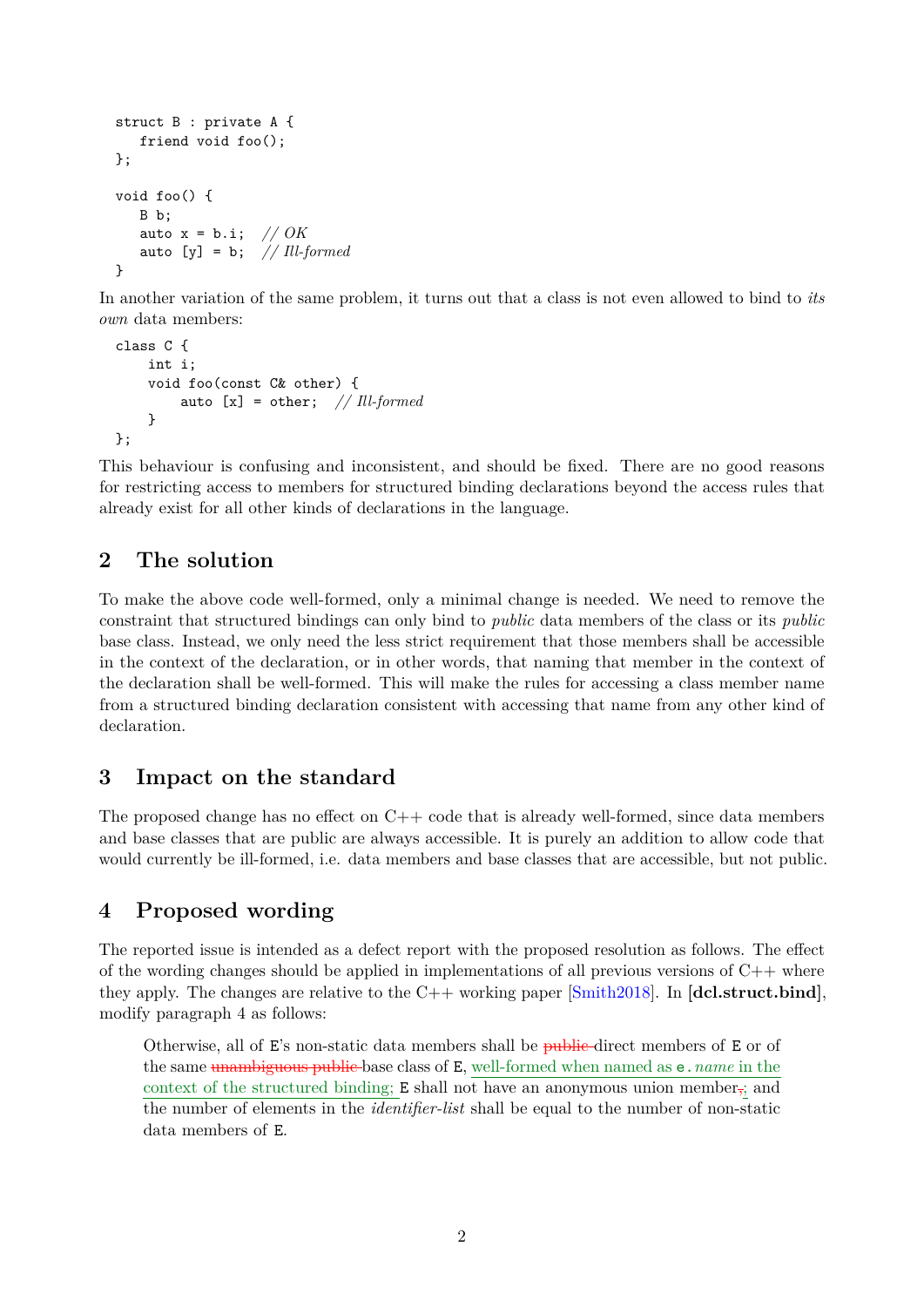```
struct B : private A {
   friend void foo();
};

void foo() {
   B b;
   auto x = b.i;  // OK
   auto [y] = b;  // Ill-formed
}
```

In another variation of the same problem, it turns out that a class is not even allowed to bind to *its own* data members:

```
class C {
    int i;
    void foo(const C& other) {
        auto [x] = other;  // Ill-formed
    }
};
```

This behaviour is confusing and inconsistent, and should be fixed. There are no good reasons for restricting access to members for structured binding declarations beyond the access rules that already exist for all other kinds of declarations in the language.

## 2 The solution

To make the above code well-formed, only a minimal change is needed. We need to remove the constraint that structured bindings can only bind to *public* data members of the class or its *public* base class. Instead, we only need the less strict requirement that those members shall be accessible in the context of the declaration, or in other words, that naming that member in the context of the declaration shall be well-formed. This will make the rules for accessing a class member name from a structured binding declaration consistent with accessing that name from any other kind of declaration.

## 3 Impact on the standard

The proposed change has no effect on C++ code that is already well-formed, since data members and base classes that are public are always accessible. It is purely an addition to allow code that would currently be ill-formed, i.e. data members and base classes that are accessible, but not public.

## 4 Proposed wording

The reported issue is intended as a defect report with the proposed resolution as follows. The effect of the wording changes should be applied in implementations of all previous versions of C++ where they apply. The changes are relative to the C++ working paper [Smith2018]. In **[dcl.struct.bind]**, modify paragraph 4 as follows:

> Otherwise, all of `E`'s non-static data members shall be ~~public~~ direct members of `E` or of the same ~~unambiguous public~~ base class of `E`, <ins>well-formed when named as `e.`*name* in the context of the structured binding;</ins> `E` shall not have an anonymous union member~~,~~<ins>;</ins> and the number of elements in the *identifier-list* shall be equal to the number of non-static data members of `E`.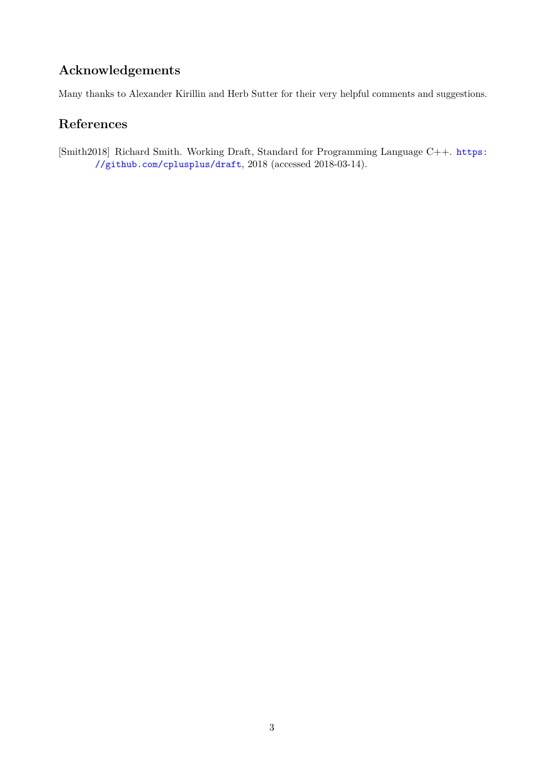## Acknowledgements

Many thanks to Alexander Kirillin and Herb Sutter for their very helpful comments and suggestions.

## References

[Smith2018] Richard Smith. Working Draft, Standard for Programming Language C++. https://github.com/cplusplus/draft, 2018 (accessed 2018-03-14).